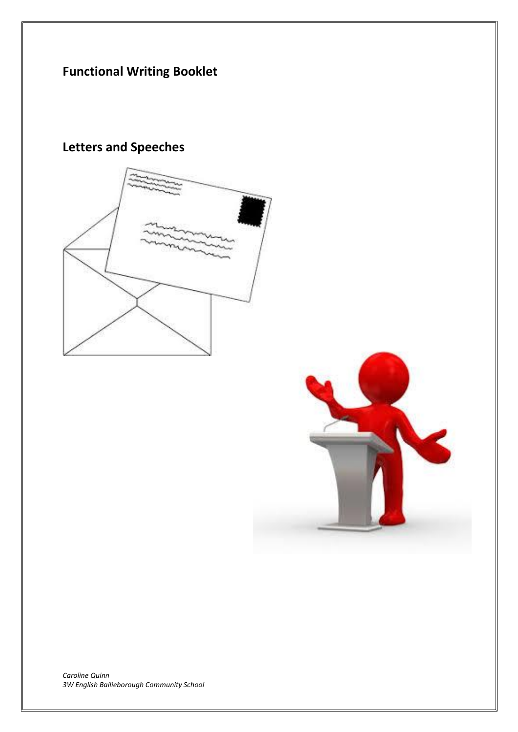# Functional Writing Booklet

## Letters and Speeches

*Caroline Quinn*
*3W English Bailieborough Community School*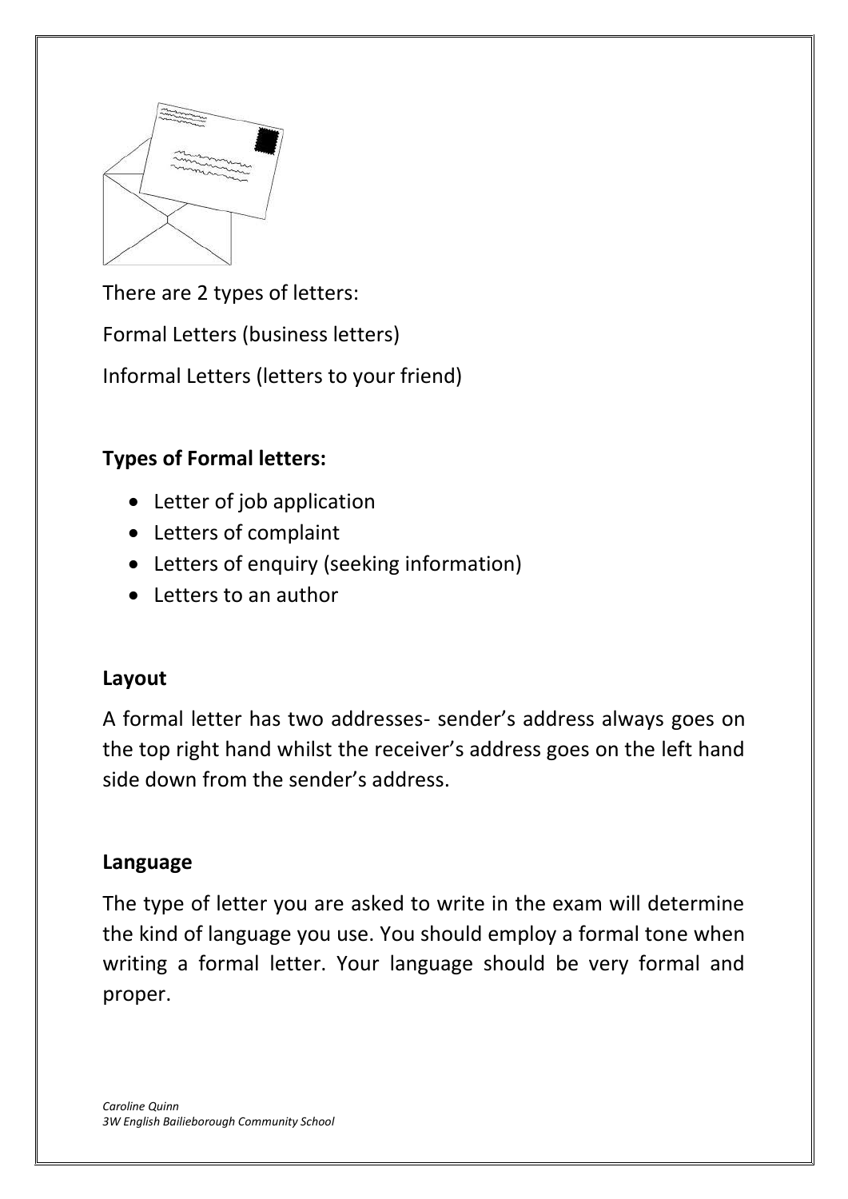There are 2 types of letters:

Formal Letters (business letters)

Informal Letters (letters to your friend)

**Types of Formal letters:**

- Letter of job application
- Letters of complaint
- Letters of enquiry (seeking information)
- Letters to an author

**Layout**

A formal letter has two addresses- sender's address always goes on the top right hand whilst the receiver's address goes on the left hand side down from the sender's address.

**Language**

The type of letter you are asked to write in the exam will determine the kind of language you use. You should employ a formal tone when writing a formal letter. Your language should be very formal and proper.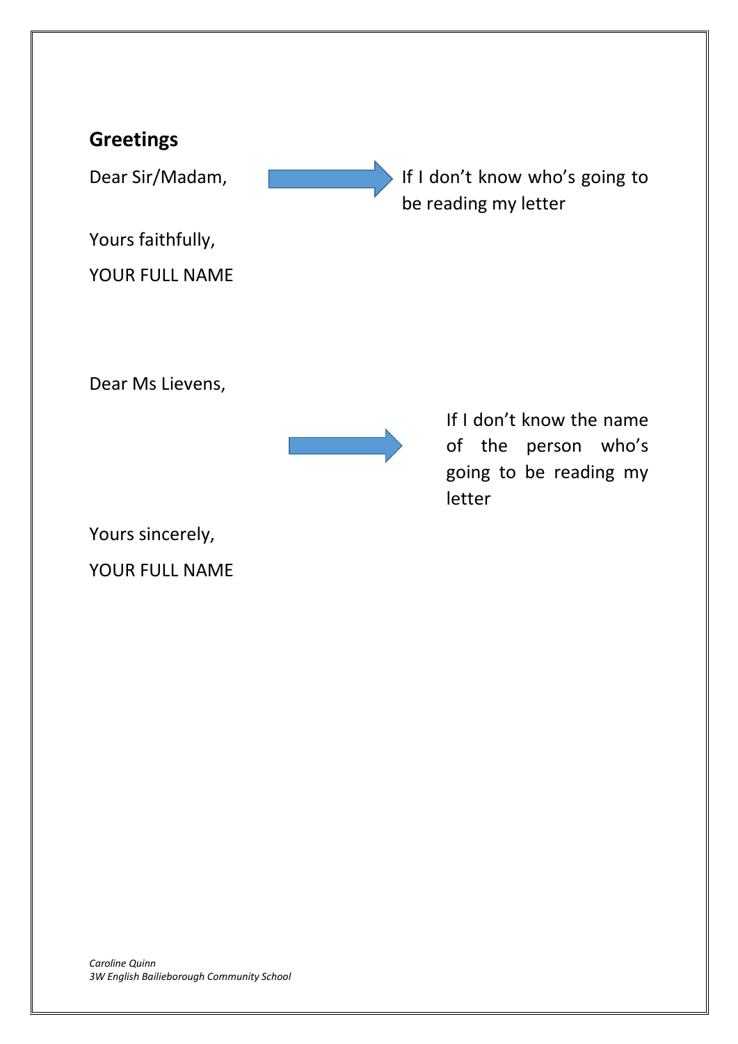## Greetings

Dear Sir/Madam, → If I don't know who's going to be reading my letter

Yours faithfully,

YOUR FULL NAME

Dear Ms Lievens,

→ If I don't know the name of the person who's going to be reading my letter

Yours sincerely,

YOUR FULL NAME

*Caroline Quinn*
*3W English Bailieborough Community School*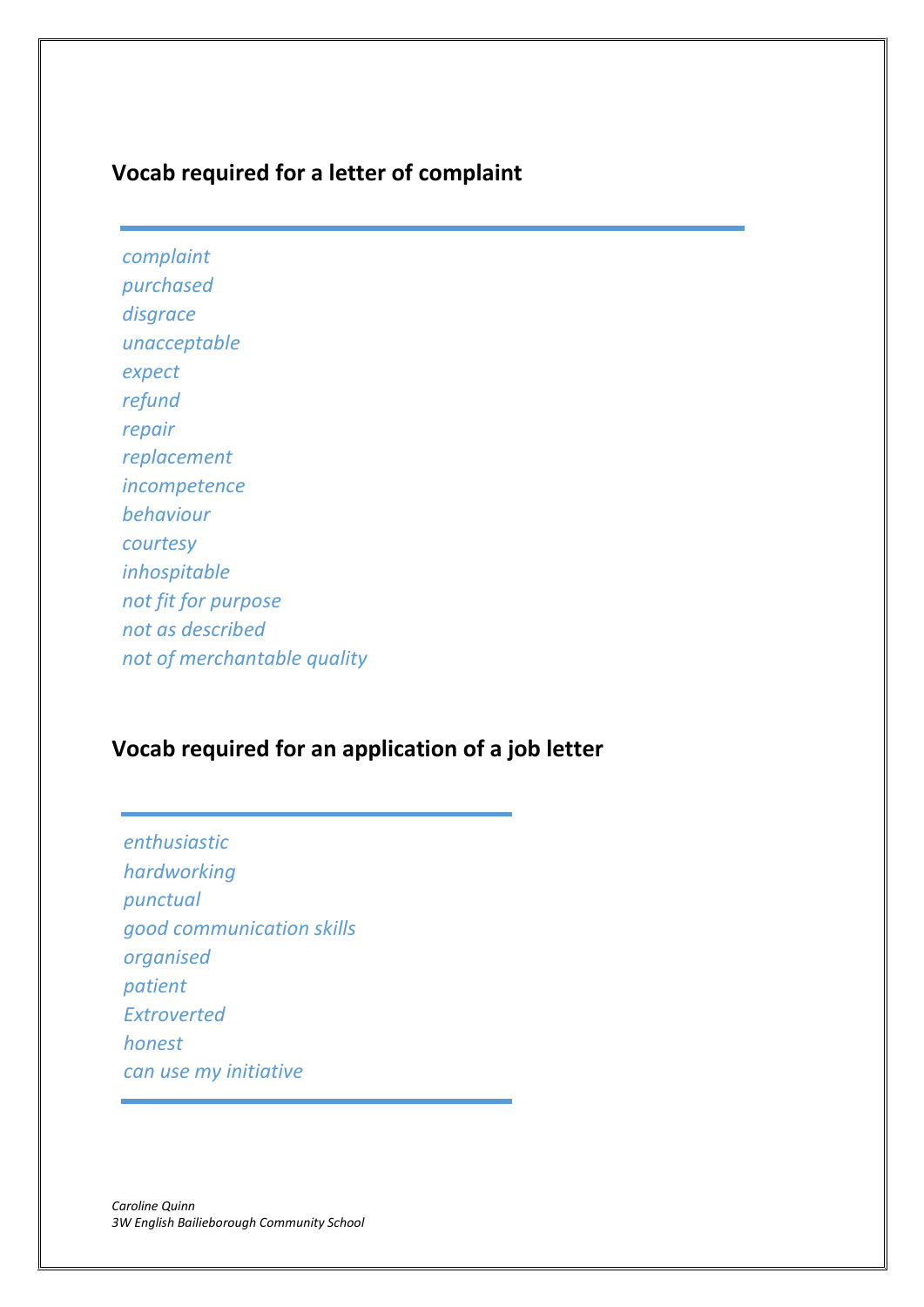## Vocab required for a letter of complaint

*complaint*
*purchased*
*disgrace*
*unacceptable*
*expect*
*refund*
*repair*
*replacement*
*incompetence*
*behaviour*
*courtesy*
*inhospitable*
*not fit for purpose*
*not as described*
*not of merchantable quality*

## Vocab required for an application of a job letter

*enthusiastic*
*hardworking*
*punctual*
*good communication skills*
*organised*
*patient*
*Extroverted*
*honest*
*can use my initiative*

*Caroline Quinn*
*3W English Bailieborough Community School*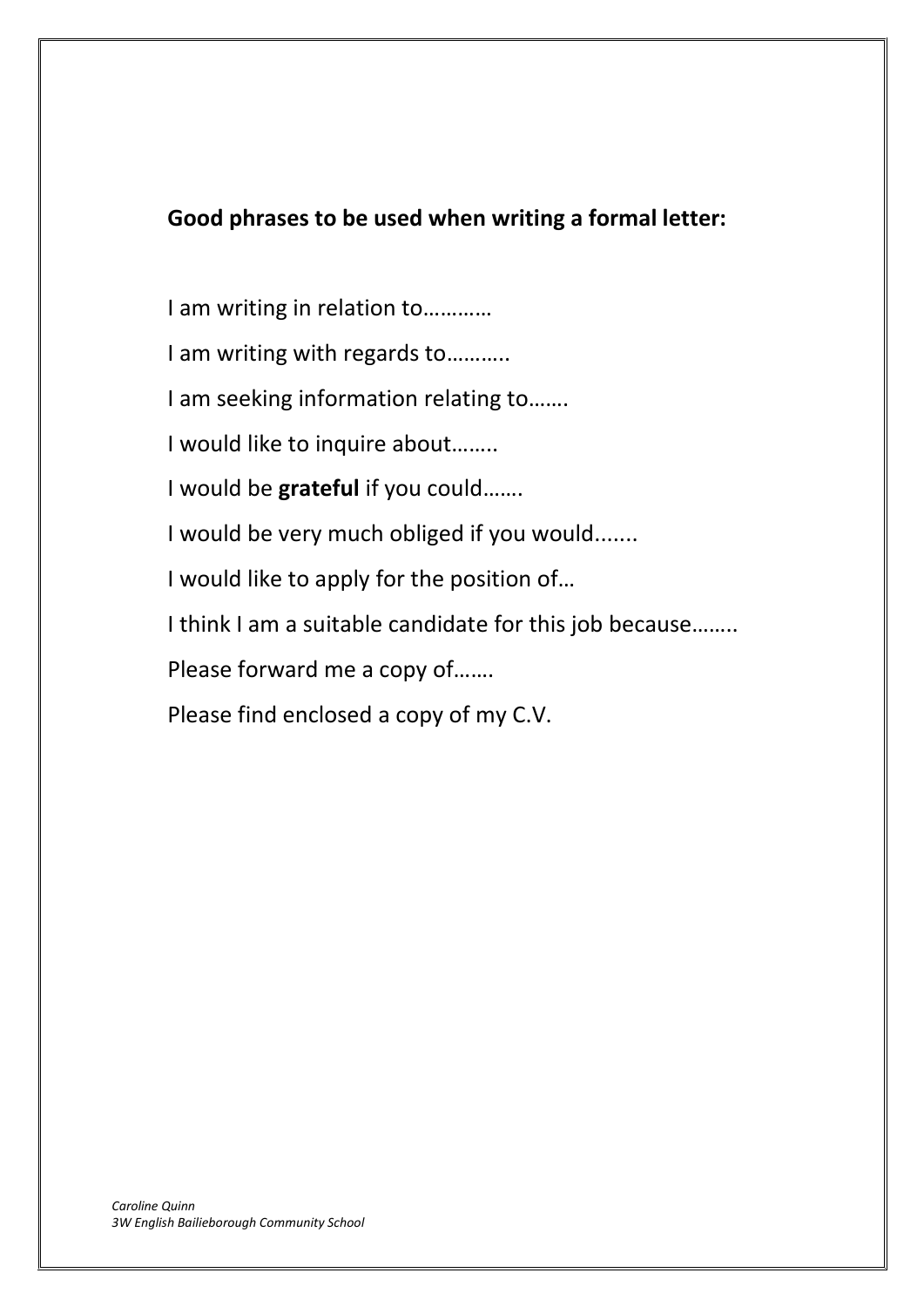**Good phrases to be used when writing a formal letter:**

I am writing in relation to…………

I am writing with regards to………..

I am seeking information relating to…….

I would like to inquire about……..

I would be **grateful** if you could…….

I would be very much obliged if you would.......

I would like to apply for the position of…

I think I am a suitable candidate for this job because……..

Please forward me a copy of…….

Please find enclosed a copy of my C.V.

*Caroline Quinn*
*3W English Bailieborough Community School*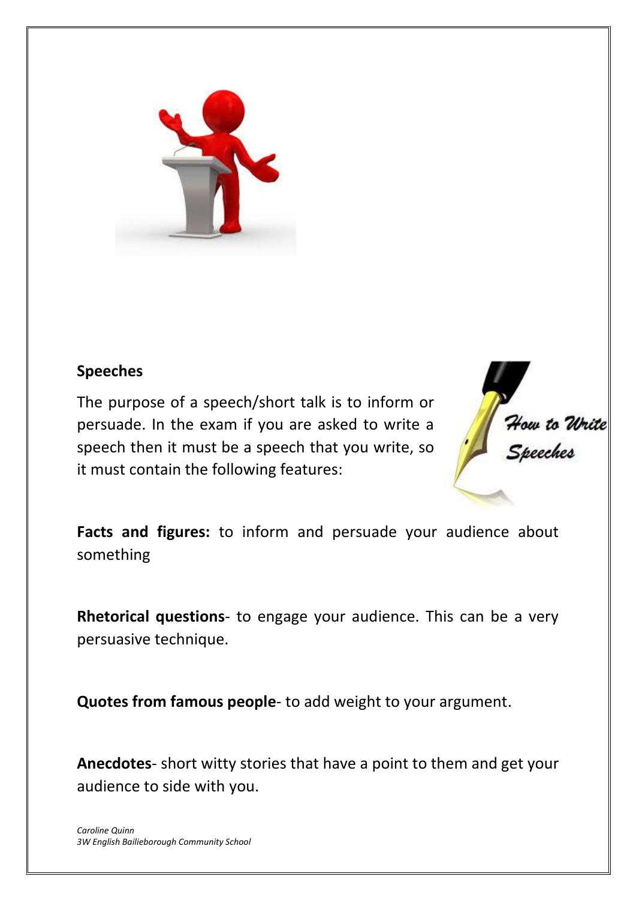## Speeches

The purpose of a speech/short talk is to inform or persuade. In the exam if you are asked to write a speech then it must be a speech that you write, so it must contain the following features:

**Facts and figures:** to inform and persuade your audience about something

**Rhetorical questions**- to engage your audience. This can be a very persuasive technique.

**Quotes from famous people**- to add weight to your argument.

**Anecdotes**- short witty stories that have a point to them and get your audience to side with you.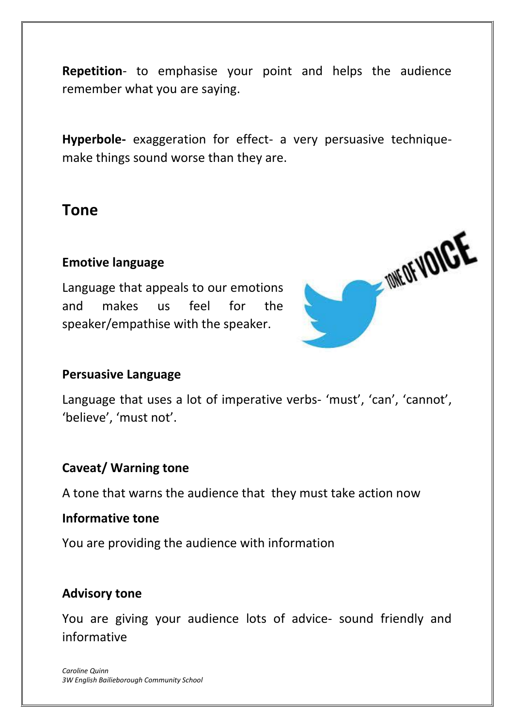**Repetition**- to emphasise your point and helps the audience remember what you are saying.

**Hyperbole-** exaggeration for effect- a very persuasive technique- make things sound worse than they are.

## Tone

### Emotive language

Language that appeals to our emotions and makes us feel for the speaker/empathise with the speaker.

### Persuasive Language

Language that uses a lot of imperative verbs- 'must', 'can', 'cannot', 'believe', 'must not'.

### Caveat/ Warning tone

A tone that warns the audience that they must take action now

### Informative tone

You are providing the audience with information

### Advisory tone

You are giving your audience lots of advice- sound friendly and informative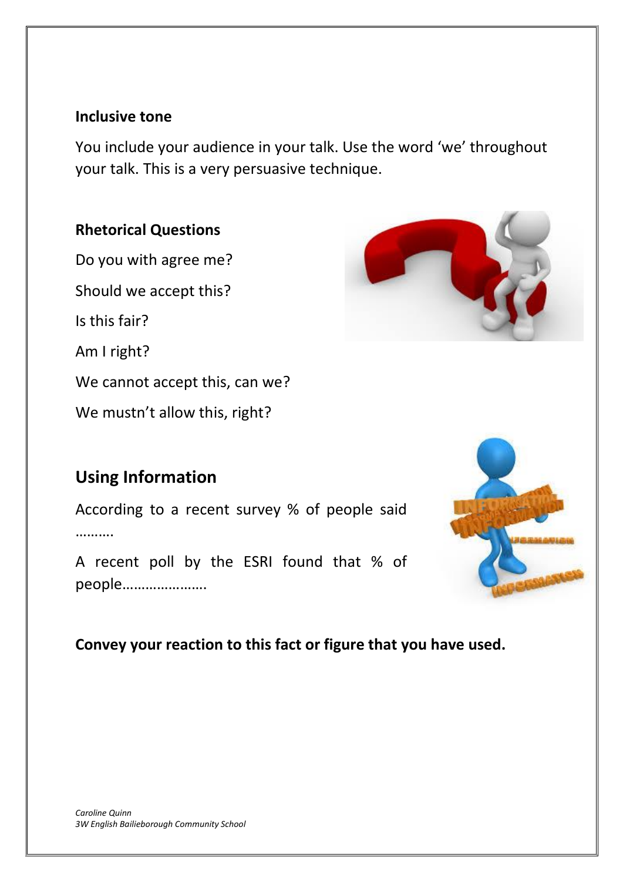**Inclusive tone**

You include your audience in your talk. Use the word 'we' throughout your talk. This is a very persuasive technique.

**Rhetorical Questions**

Do you with agree me?

Should we accept this?

Is this fair?

Am I right?

We cannot accept this, can we?

We mustn't allow this, right?

## Using Information

According to a recent survey % of people said ……….

A recent poll by the ESRI found that % of people………………….

**Convey your reaction to this fact or figure that you have used.**

*Caroline Quinn*
*3W English Bailieborough Community School*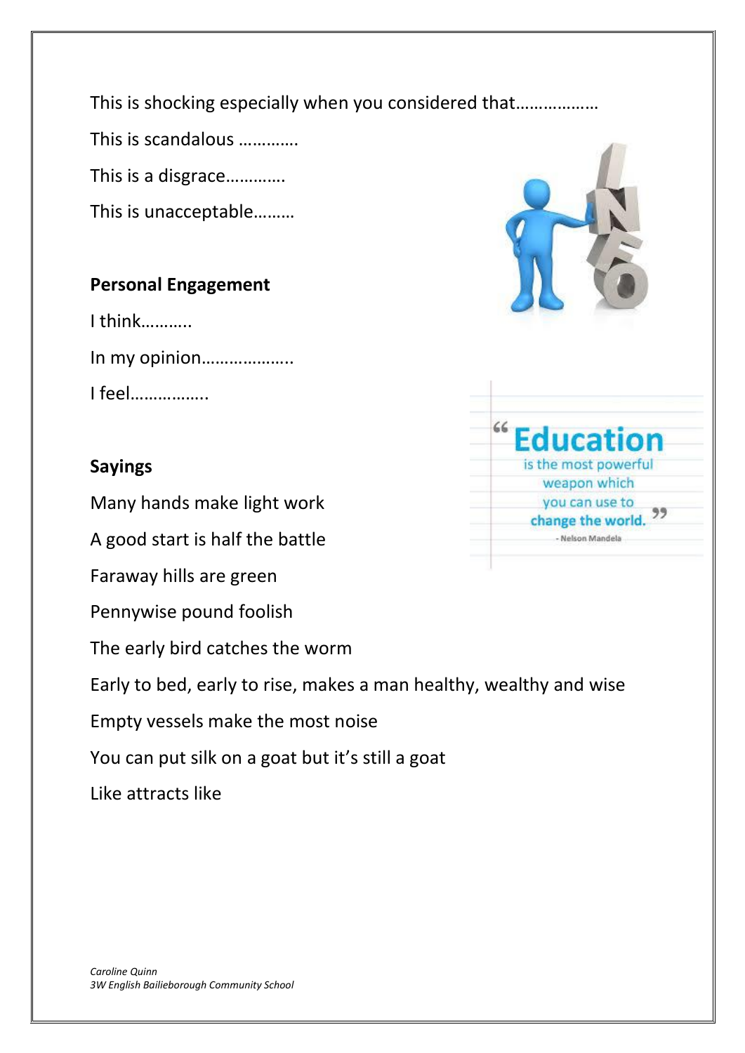This is shocking especially when you considered that………………

This is scandalous …………

This is a disgrace…………

This is unacceptable………

**Personal Engagement**

I think………..

In my opinion………………..

I feel……………..

**Sayings**

Many hands make light work

A good start is half the battle

Faraway hills are green

Pennywise pound foolish

The early bird catches the worm

Early to bed, early to rise, makes a man healthy, wealthy and wise

Empty vessels make the most noise

You can put silk on a goat but it's still a goat

Like attracts like

*Caroline Quinn*
*3W English Bailieborough Community School*